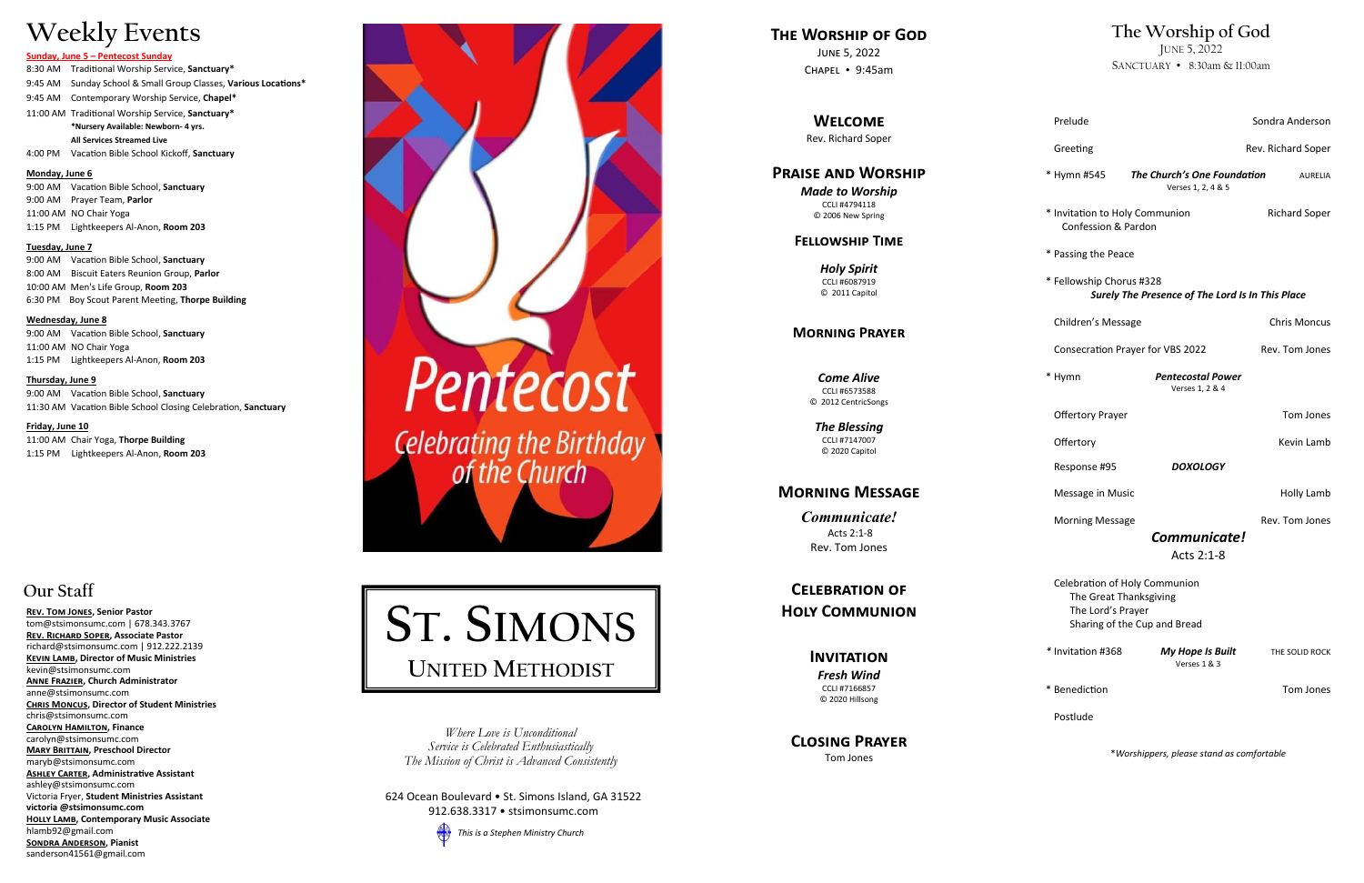# Weekly Events

**Sunday, June 5 – Pentecost Sunday**

8:30 AM Traditional Worship Service, **Sanctuary***
9:45 AM Sunday School & Small Group Classes, **Various Locations***
9:45 AM Contemporary Worship Service, **Chapel***
11:00 AM Traditional Worship Service, **Sanctuary***
**\*Nursery Available: Newborn- 4 yrs.**
**All Services Streamed Live**
4:00 PM Vacation Bible School Kickoff, **Sanctuary**

**Monday, June 6**

9:00 AM Vacation Bible School, **Sanctuary**
9:00 AM Prayer Team, **Parlor**
11:00 AM NO Chair Yoga
1:15 PM Lightkeepers Al-Anon, **Room 203**

**Tuesday, June 7**

9:00 AM Vacation Bible School, **Sanctuary**
8:00 AM Biscuit Eaters Reunion Group, **Parlor**
10:00 AM Men's Life Group, **Room 203**
6:30 PM Boy Scout Parent Meeting, **Thorpe Building**

**Wednesday, June 8**

9:00 AM Vacation Bible School, **Sanctuary**
11:00 AM NO Chair Yoga
1:15 PM Lightkeepers Al-Anon, **Room 203**

**Thursday, June 9**

9:00 AM Vacation Bible School, **Sanctuary**
11:30 AM Vacation Bible School Closing Celebration, **Sanctuary**

**Friday, June 10**

11:00 AM Chair Yoga, **Thorpe Building**
1:15 PM Lightkeepers Al-Anon, **Room 203**

## Our Staff

**Rev. Tom Jones, Senior Pastor**
tom@stsimonsumc.com | 678.343.3767
**Rev. Richard Soper, Associate Pastor**
richard@stsimonsumc.com | 912.222.2139
**Kevin Lamb, Director of Music Ministries**
kevin@stsimonsumc.com
**Anne Frazier, Church Administrator**
anne@stsimonsumc.com
**Chris Moncus, Director of Student Ministries**
chris@stsimonsumc.com
**Carolyn Hamilton, Finance**
carolyn@stsimonsumc.com
**Mary Brittain, Preschool Director**
maryb@stsimonsumc.com
**Ashley Carter, Administrative Assistant**
ashley@stsimonsumc.com
Victoria Fryer, **Student Ministries Assistant**
**victoria @stsimonsumc.com**
**Holly Lamb, Contemporary Music Associate**
hlamb92@gmail.com
**Sondra Anderson, Pianist**
sanderson41561@gmail.com

Pentecost
Celebrating the Birthday of the Church

# St. Simons
## United Methodist

*Where Love is Unconditional*
*Service is Celebrated Enthusiastically*
*The Mission of Christ is Advanced Consistently*

624 Ocean Boulevard • St. Simons Island, GA 31522
912.638.3317 • stsimonsumc.com

*This is a Stephen Ministry Church*

# The Worship of God

June 5, 2022
Chapel • 9:45am

## Welcome

Rev. Richard Soper

## Praise and Worship

***Made to Worship***
CCLI #4794118
© 2006 New Spring

## Fellowship Time

***Holy Spirit***
CCLI #6087919
© 2011 Capitol

## Morning Prayer

***Come Alive***
CCLI #6573588
© 2012 CentricSongs

***The Blessing***
CCLI #7147007
© 2020 Capitol

## Morning Message

***Communicate!***
Acts 2:1-8
Rev. Tom Jones

## Celebration of Holy Communion

## Invitation

***Fresh Wind***
CCLI #7166857
© 2020 Hillsong

## Closing Prayer

Tom Jones

# The Worship of God

June 5, 2022
Sanctuary • 8:30am & 11:00am

Prelude — Sondra Anderson

Greeting — Rev. Richard Soper

\* Hymn #545 — ***The Church's One Foundation*** — AURELIA
Verses 1, 2, 4 & 5

\* Invitation to Holy Communion — Richard Soper
Confession & Pardon

\* Passing the Peace

\* Fellowship Chorus #328
***Surely The Presence of The Lord Is In This Place***

Children's Message — Chris Moncus

Consecration Prayer for VBS 2022 — Rev. Tom Jones

\* Hymn — ***Pentecostal Power***
Verses 1, 2 & 4

Offertory Prayer — Tom Jones

Offertory — Kevin Lamb

Response #95 — ***DOXOLOGY***

Message in Music — Holly Lamb

Morning Message — Rev. Tom Jones
***Communicate!***
Acts 2:1-8

Celebration of Holy Communion
The Great Thanksgiving
The Lord's Prayer
Sharing of the Cup and Bread

\* Invitation #368 — ***My Hope Is Built*** — THE SOLID ROCK
Verses 1 & 3

\* Benediction — Tom Jones

Postlude

\**Worshippers, please stand as comfortable*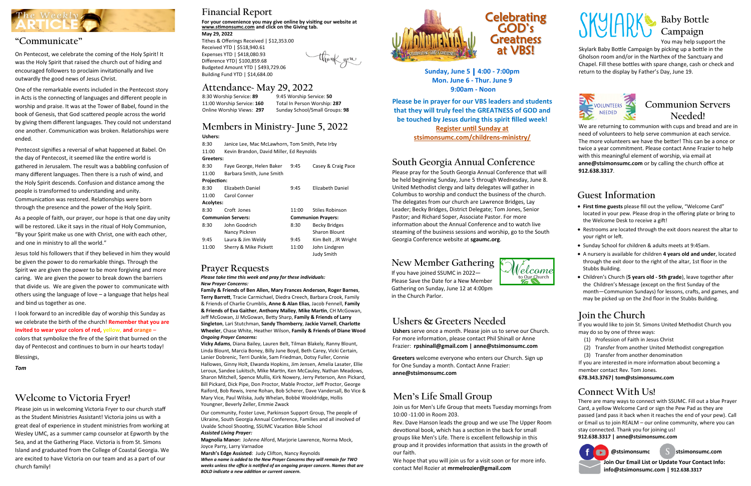# The Weekly ARTICLE

## "Communicate"

On Pentecost, we celebrate the coming of the Holy Spirit! It was the Holy Spirit that raised the church out of hiding and encouraged followers to proclaim invitationally and live outwardly the good news of Jesus Christ.

One of the remarkable events included in the Pentecost story in Acts is the connecting of languages and different people in worship and praise. It was at the Tower of Babel, found in the book of Genesis, that God scattered people across the world by giving them different languages. They could not understand one another. Communication was broken. Relationships were ended.

Pentecost signifies a reversal of what happened at Babel. On the day of Pentecost, it seemed like the entire world is gathered in Jerusalem. The result was a babbling confusion of many different languages. Then there is a rush of wind, and the Holy Spirit descends. Confusion and distance among the people is transformed to understanding and unity. Communication was restored. Relationships were born through the presence and the power of the Holy Spirit.

As a people of faith, our prayer, our hope is that one day unity will be restored. Like it says in the ritual of Holy Communion, "By your Spirit make us one with Christ, one with each other, and one in ministry to all the world."

Jesus told his followers that if they believed in him they would be given the power to do remarkable things. Through the Spirit we are given the power to be more forgiving and more caring. We are given the power to break down the barriers that divide us. We are given the power to communicate with others using the language of love – a language that helps heal and bind us together as one.

I look forward to an incredible day of worship this Sunday as we celebrate the birth of the church! **Remember that you are invited to wear your colors of red, yellow, and orange** – colors that symbolize the fire of the Spirit that burned on the day of Pentecost and continues to burn in our hearts today!

Blessings,

*Tom*

## Welcome to Victoria Fryer!

Please join us in welcoming Victoria Fryer to our church staff as the Student Ministries Assistant! Victoria joins us with a great deal of experience in student ministries from working at Wesley UMC, as a summer camp counselor at Epworth by the Sea, and at the Gathering Place. Victoria is from St. Simons Island and graduated from the College of Coastal Georgia. We are excited to have Victoria on our team and as a part of our church family!

## Financial Report

**For your convenience you may give online by visiting our website at www.stsimonsumc.com and click on the Giving tab.**

**May 29, 2022**

Tithes & Offerings Received | $12,353.00
Received YTD | $518,940.61
Expenses YTD | $418,080.93
Difference YTD| $100,859.68
Budgeted Amount YTD | $493,729.06
Building Fund YTD | $14,684.00

thank you

## Attendance- May 29, 2022

| | |
|---|---|
| 8:30 Worship Service: **89** | 9:45 Worship Service: **50** |
| 11:00 Worship Service: **160** | Total In Person Worship: **287** |
| Online Worship Views: **297** | Sunday School/Small Groups: **98** |

## Members in Ministry- June 5, 2022

**Ushers:**
8:30 Janice Lee, Mac McLawhorn, Tom Smith, Pete Irby
11:00 Kevin Brandon, David Miller, Ed Reynolds

**Greeters:**

| | | | |
|---|---|---|---|
| 8:30 | Faye George, Helen Baker | 9:45 | Casey & Craig Pace |
| 11:00 | Barbara Smith, June Smith | | |

**Projection:**

| | | | |
|---|---|---|---|
| 8:30 | Elizabeth Daniel | 9:45 | Elizabeth Daniel |
| 11:00 | Carol Conner | | |

**Acolytes:**

| | | | |
|---|---|---|---|
| 8:30 | Croft Jones | 11:00 | Stiles Robinson |

| **Communion Servers:** | | **Communion Prayers:** | |
|---|---|---|---|
| 8:30 | John Goodrich, Nancy Pickren | 8:30 | Becky Bridges, Sharon Blount |
| 9:45 | Laura & Jim Weldy | 9:45 | Kim Belt , JR Wright |
| 11:00 | Sherry & Mike Pickett | 11:00 | John Lindgren, Judy Smith |

## Prayer Requests

***Please take time this week and pray for these individuals:***

***New Prayer Concerns:***

**Family & Friends of Ben Allen, Mary Frances Anderson, Roger Barnes**, **Terry Barrett**, Tracie Carmichael, Diedra Creech, Barbara Crook, Family & Friends of Charlie Crumblis, **Anne & Alan Elias**, Jacob Fennell, **Family & Friends of Eva Gaither**, **Anthony Malley**, **Mike Martin**, CH McGowan, Jeff McGowan, JJ McGowan, Betty Sharp, **Family & Friends of Larry Singleton**, Lari Stutchman, **Sandy Thornberry**, **Jackie Varnell**, **Charlotte Wheeler**, Chase White, Heather Wilson, **Family & Friends of Diane Wood**

***Ongoing Prayer Concerns:***

**Vicky Adams**, Diana Bailey, Lauren Belt, Tilman Blakely, Ranny Blount, Linda Blount, Marcia Boney, Billy June Boyd, Beth Carey, Vicki Certain, Lanier Dobrenic, Terri Dunkle, Sam Friedman, Dotsy Fuller, Connie Hallowes, Ginny Holt, Elwanda Hopkins, Jim Jensen, Amelia Lasater, Ellie Leroux, Sandee Lukitsch, Mike Martin, Ken McCauley, Nathan Meadows, Sharon Mitchell, Spence Mullis, Kirk Nowery, Jerry Peterson, Ann Pickard, Bill Pickard, Dick Pipe, Don Proctor, Mable Proctor, Jeff Proctor, George Raiford, Bob Rewis, Irene Rohan, Bob Scherer, Dave Vandersall, Bo Vice & Mary Vice, Paul Wilska, Judy Whelan, Bobbé Wooldridge, Hollis Youngner, Beverly Zeller, Emmie Zwack

Our community, Foster Love, Parkinson Support Group, The people of Ukraine, South Georgia Annual Conference, Families and all involved of Uvalde School Shooting, SSUMC Vacation Bible School

***Assisted Living Prayer:***

**Magnolia Manor:** JoAnne Alford, Marjorie Lawrence, Norma Mock, Joyce Parry, Larry Varnadoe

**Marsh's Edge Assisted**: Judy Clifton, Nancy Reynolds

***When a name is added to the New Prayer Concerns they will remain for TWO weeks unless the office is notified of an ongoing prayer concern. Names that are BOLD indicate a new addition or current concern.***

## Celebrating GOD's Greatness at VBS!

MONUMENTAL — CELEBRATING GOD'S GREATNESS

**Sunday, June 5 | 4:00 - 7:00pm**
**Mon. June 6 - Thur. June 9**
**9:00am - Noon**

**Please be in prayer for our VBS leaders and students that they will truly feel the GREATNESS of GOD and be touched by Jesus during this spirit filled week!**

**Register until Sunday at stsimonsumc.com/childrens-ministry/**

## South Georgia Annual Conference

Please pray for the South Georgia Annual Conference that will be held beginning Sunday, June 5 through Wednesday, June 8. United Methodist clergy and laity delegates will gather in Columbus to worship and conduct the business of the church. The delegates from our church are Lawrence Bridges, Lay Leader; Becky Bridges, District Delegate; Tom Jones, Senior Pastor; and Richard Soper, Associate Pastor. For more information about the Annual Conference and to watch live steaming of the business sessions and worship, go to the South Georgia Conference website at **sgaumc.org**.

## New Member Gathering

If you have joined SSUMC in 2022—Please Save the Date for a New Member Gathering on Sunday, June 12 at 4:00pm in the Church Parlor.

Welcome to Our Church

## Ushers & Greeters Needed

**Ushers** serve once a month. Please join us to serve our Church. For more information, please contact Phil Shinall or Anne Frazier: **rpshinall@gmail.com | anne@stsimonsumc.com**

**Greeters** welcome everyone who enters our Church. Sign up for One Sunday a month. Contact Anne Frazier: **anne@stsimonsumc.com**

## Men's Life Small Group

Join us for Men's Life Group that meets Tuesday mornings from 10:00 -11:00 in Room 203.

Rev. Dave Hanson leads the group and we use The Upper Room devotional book, which has a section in the back for small groups like Men's Life. There is excellent fellowship in this group and it provides information that assists in the growth of our faith.

We hope that you will join us for a visit soon or for more info. contact Mel Rozier at **mrmelrozier@gmail.com**

## SKYLARK Baby Bottle Campaign

You may help support the Skylark Baby Bottle Campaign by picking up a bottle in the Gholson room and/or in the Narthex of the Sanctuary and Chapel. Fill these bottles with spare change, cash or check and return to the display by Father's Day, June 19.

## Communion Servers Needed!

VOLUNTEERS NEEDED

We are returning to communion with cups and bread and are in need of volunteers to help serve communion at each service. The more volunteers we have the better! This can be a once or twice a year commitment. Please contact Anne Frazier to help with this meaningful element of worship, via email at **anne@stsimonsumc.com** or by calling the church office at **912.638.3317**.

## Guest Information

- **First time guests** please fill out the yellow, "Welcome Card" located in your pew. Please drop in the offering plate or bring to the Welcome Desk to receive a gift!
- Restrooms are located through the exit doors nearest the altar to your right or left.
- Sunday School for children & adults meets at 9:45am.
- A nursery is available for children **4 years old and under**, located through the exit door to the right of the altar, 1st floor in the Stubbs Building.
- Children's Church (**5 years old - 5th grade**), leave together after the Children's Message (except on the first Sunday of the month—Communion Sundays) for lessons, crafts, and games, and may be picked up on the 2nd floor in the Stubbs Building.

## Join the Church

If you would like to join St. Simons United Methodist Church you may do so by one of three ways:

(1) Profession of Faith in Jesus Christ
(2) Transfer from another United Methodist congregation
(3) Transfer from another denomination

If you are interested in more information about becoming a member contact Rev. Tom Jones.
**678.343.3767| tom@stsimonsumc.com**

## Connect With Us!

There are many ways to connect with SSUMC. Fill out a blue Prayer Card, a yellow Welcome Card or sign the Pew Pad as they are passed (and pass it back when it reaches the end of your pew). Call or Email us to join REALM – our online community, where you can stay connected. Thank you for joining us!
**912.638.3317 | anne@stsimonsumc.com**

**@stsimonsumc** **stsimonsumc.com**

**Join Our Email List or Update Your Contact Info: info@stsimonsumc.com | 912.638.3317**